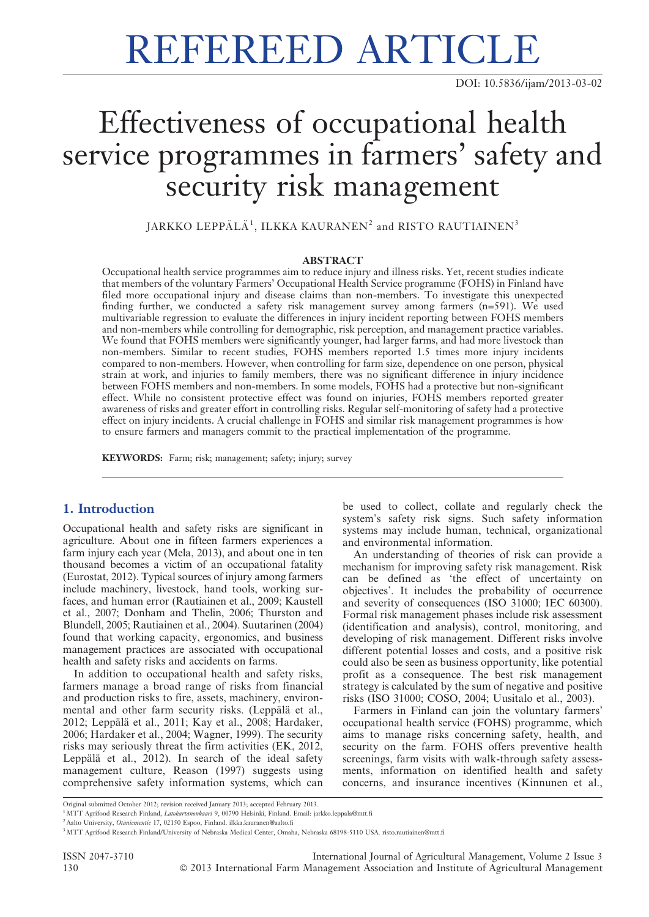# REFEREED ARTICLE

DOI: 10.5836/ijam/2013-03-02

# Effectiveness of occupational health service programmes in farmers' safety and security risk management

JARKKO LEPPÄLÄ[1], ILKKA KAURANEN[2] and RISTO RAUTIAINEN[3]

### ABSTRACT

Occupational health service programmes aim to reduce injury and illness risks. Yet, recent studies indicate that members of the voluntary Farmers' Occupational Health Service programme (FOHS) in Finland have filed more occupational injury and disease claims than non-members. To investigate this unexpected finding further, we conducted a safety risk management survey among farmers (n=591). We used multivariable regression to evaluate the differences in injury incident reporting between FOHS members and non-members while controlling for demographic, risk perception, and management practice variables. We found that FOHS members were significantly younger, had larger farms, and had more livestock than non-members. Similar to recent studies, FOHS members reported 1.5 times more injury incidents compared to non-members. However, when controlling for farm size, dependence on one person, physical strain at work, and injuries to family members, there was no significant difference in injury incidence between FOHS members and non-members. In some models, FOHS had a protective but non-significant effect. While no consistent protective effect was found on injuries, FOHS members reported greater awareness of risks and greater effort in controlling risks. Regular self-monitoring of safety had a protective effect on injury incidents. A crucial challenge in FOHS and similar risk management programmes is how to ensure farmers and managers commit to the practical implementation of the programme.

**KEYWORDS:** Farm; risk; management; safety; injury; survey

## 1. Introduction

Occupational health and safety risks are significant in agriculture. About one in fifteen farmers experiences a farm injury each year (Mela, 2013), and about one in ten thousand becomes a victim of an occupational fatality (Eurostat, 2012). Typical sources of injury among farmers include machinery, livestock, hand tools, working surfaces, and human error (Rautiainen et al., 2009; Kaustell et al., 2007; Donham and Thelin, 2006; Thurston and Blundell, 2005; Rautiainen et al., 2004). Suutarinen (2004) found that working capacity, ergonomics, and business management practices are associated with occupational health and safety risks and accidents on farms.

In addition to occupational health and safety risks, farmers manage a broad range of risks from financial and production risks to fire, assets, machinery, environmental and other farm security risks. (Leppälä et al., 2012; Leppälä et al., 2011; Kay et al., 2008; Hardaker, 2006; Hardaker et al., 2004; Wagner, 1999). The security risks may seriously threat the firm activities (EK, 2012, Leppälä et al., 2012). In search of the ideal safety management culture, Reason (1997) suggests using comprehensive safety information systems, which can be used to collect, collate and regularly check the system's safety risk signs. Such safety information systems may include human, technical, organizational and environmental information.

An understanding of theories of risk can provide a mechanism for improving safety risk management. Risk can be defined as 'the effect of uncertainty on objectives'. It includes the probability of occurrence and severity of consequences (ISO 31000; IEC 60300). Formal risk management phases include risk assessment (identification and analysis), control, monitoring, and developing of risk management. Different risks involve different potential losses and costs, and a positive risk could also be seen as business opportunity, like potential profit as a consequence. The best risk management strategy is calculated by the sum of negative and positive risks (ISO 31000; COSO, 2004; Uusitalo et al., 2003).

Farmers in Finland can join the voluntary farmers' occupational health service (FOHS) programme, which aims to manage risks concerning safety, health, and security on the farm. FOHS offers preventive health screenings, farm visits with walk-through safety assessments, information on identified health and safety concerns, and insurance incentives (Kinnunen et al.,

---

Original submitted October 2012; revision received January 2013; accepted February 2013.

[1] MTT Agrifood Research Finland, *Latokartanonkaari* 9, 00790 Helsinki, Finland. Email: jarkko.leppala@mtt.fi

[2] Aalto University, *Otaniementie* 17, 02150 Espoo, Finland. ilkka.kauranen@aalto.fi

[3] MTT Agrifood Research Finland/University of Nebraska Medical Center, Omaha, Nebraska 68198-5110 USA. risto.rautiainen@mtt.fi

ISSN 2047-3710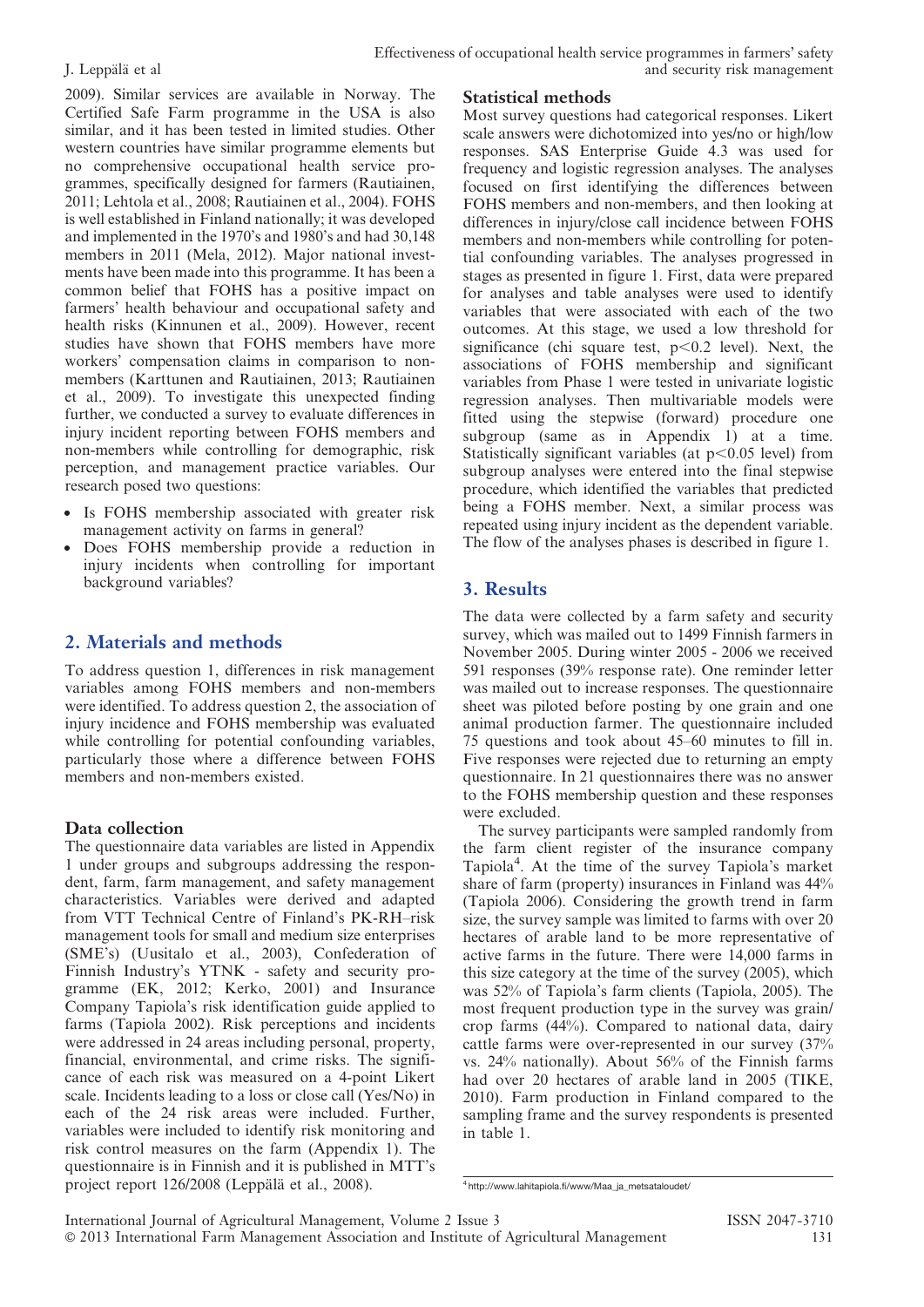2009). Similar services are available in Norway. The Certified Safe Farm programme in the USA is also similar, and it has been tested in limited studies. Other western countries have similar programme elements but no comprehensive occupational health service programmes, specifically designed for farmers (Rautiainen, 2011; Lehtola et al., 2008; Rautiainen et al., 2004). FOHS is well established in Finland nationally; it was developed and implemented in the 1970's and 1980's and had 30,148 members in 2011 (Mela, 2012). Major national investments have been made into this programme. It has been a common belief that FOHS has a positive impact on farmers' health behaviour and occupational safety and health risks (Kinnunen et al., 2009). However, recent studies have shown that FOHS members have more workers' compensation claims in comparison to non-members (Karttunen and Rautiainen, 2013; Rautiainen et al., 2009). To investigate this unexpected finding further, we conducted a survey to evaluate differences in injury incident reporting between FOHS members and non-members while controlling for demographic, risk perception, and management practice variables. Our research posed two questions:

- Is FOHS membership associated with greater risk management activity on farms in general?
- Does FOHS membership provide a reduction in injury incidents when controlling for important background variables?

## 2. Materials and methods

To address question 1, differences in risk management variables among FOHS members and non-members were identified. To address question 2, the association of injury incidence and FOHS membership was evaluated while controlling for potential confounding variables, particularly those where a difference between FOHS members and non-members existed.

### Data collection

The questionnaire data variables are listed in Appendix 1 under groups and subgroups addressing the respondent, farm, farm management, and safety management characteristics. Variables were derived and adapted from VTT Technical Centre of Finland's PK-RH–risk management tools for small and medium size enterprises (SME's) (Uusitalo et al., 2003), Confederation of Finnish Industry's YTNK - safety and security programme (EK, 2012; Kerko, 2001) and Insurance Company Tapiola's risk identification guide applied to farms (Tapiola 2002). Risk perceptions and incidents were addressed in 24 areas including personal, property, financial, environmental, and crime risks. The significance of each risk was measured on a 4-point Likert scale. Incidents leading to a loss or close call (Yes/No) in each of the 24 risk areas were included. Further, variables were included to identify risk monitoring and risk control measures on the farm (Appendix 1). The questionnaire is in Finnish and it is published in MTT's project report 126/2008 (Leppälä et al., 2008).

### Statistical methods

Most survey questions had categorical responses. Likert scale answers were dichotomized into yes/no or high/low responses. SAS Enterprise Guide 4.3 was used for frequency and logistic regression analyses. The analyses focused on first identifying the differences between FOHS members and non-members, and then looking at differences in injury/close call incidence between FOHS members and non-members while controlling for potential confounding variables. The analyses progressed in stages as presented in figure 1. First, data were prepared for analyses and table analyses were used to identify variables that were associated with each of the two outcomes. At this stage, we used a low threshold for significance (chi square test, $p<0.2$ level). Next, the associations of FOHS membership and significant variables from Phase 1 were tested in univariate logistic regression analyses. Then multivariable models were fitted using the stepwise (forward) procedure one subgroup (same as in Appendix 1) at a time. Statistically significant variables (at $p<0.05$ level) from subgroup analyses were entered into the final stepwise procedure, which identified the variables that predicted being a FOHS member. Next, a similar process was repeated using injury incident as the dependent variable. The flow of the analyses phases is described in figure 1.

## 3. Results

The data were collected by a farm safety and security survey, which was mailed out to 1499 Finnish farmers in November 2005. During winter 2005 - 2006 we received 591 responses (39% response rate). One reminder letter was mailed out to increase responses. The questionnaire sheet was piloted before posting by one grain and one animal production farmer. The questionnaire included 75 questions and took about 45–60 minutes to fill in. Five responses were rejected due to returning an empty questionnaire. In 21 questionnaires there was no answer to the FOHS membership question and these responses were excluded.

The survey participants were sampled randomly from the farm client register of the insurance company Tapiola[4]. At the time of the survey Tapiola's market share of farm (property) insurances in Finland was 44% (Tapiola 2006). Considering the growth trend in farm size, the survey sample was limited to farms with over 20 hectares of arable land to be more representative of active farms in the future. There were 14,000 farms in this size category at the time of the survey (2005), which was 52% of Tapiola's farm clients (Tapiola, 2005). The most frequent production type in the survey was grain/crop farms (44%). Compared to national data, dairy cattle farms were over-represented in our survey (37% vs. 24% nationally). About 56% of the Finnish farms had over 20 hectares of arable land in 2005 (TIKE, 2010). Farm production in Finland compared to the sampling frame and the survey respondents is presented in table 1.

[4] http://www.lahitapiola.fi/www/Maa_ja_metsataloudet/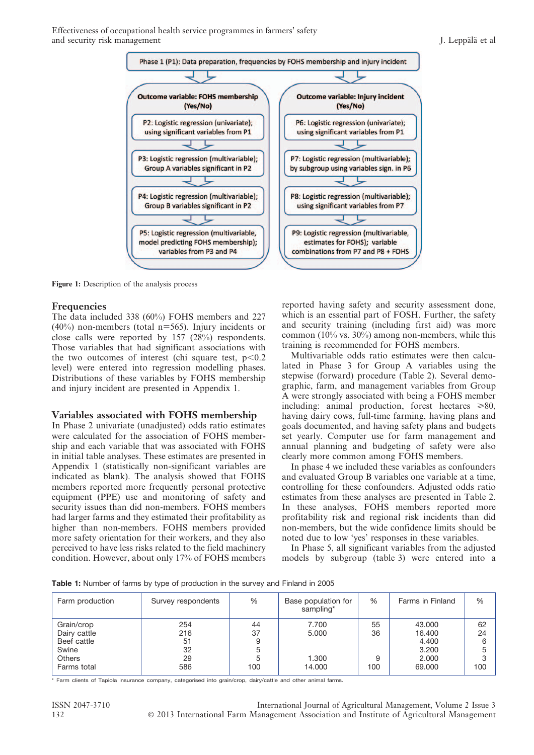Phase 1 (P1): Data preparation, frequencies by FOHS membership and injury incident

| Outcome variable: FOHS membership (Yes/No) | Outcome variable: Injury incident (Yes/No) |
|---|---|
| P2: Logistic regression (univariate); using significant variables from P1 | P6: Logistic regression (univariate); using significant variables from P1 |
| P3: Logistic regression (multivariable); Group A variables significant in P2 | P7: Logistic regression (multivariable); by subgroup using variables sign. in P6 |
| P4: Logistic regression (multivariable); Group B variables significant in P2 | P8: Logistic regression (multivariable); using significant variables from P7 |
| P5: Logistic regression (multivariable, model predicting FOHS membership); variables from P3 and P4 | P9: Logistic regression (multivariable, estimates for FOHS); variable combinations from P7 and P8 + FOHS |

**Figure 1:** Description of the analysis process

## Frequencies

The data included 338 (60%) FOHS members and 227 (40%) non-members (total n=565). Injury incidents or close calls were reported by 157 (28%) respondents. Those variables that had significant associations with the two outcomes of interest (chi square test, $p<0.2$ level) were entered into regression modelling phases. Distributions of these variables by FOHS membership and injury incident are presented in Appendix 1.

## Variables associated with FOHS membership

In Phase 2 univariate (unadjusted) odds ratio estimates were calculated for the association of FOHS membership and each variable that was associated with FOHS in initial table analyses. These estimates are presented in Appendix 1 (statistically non-significant variables are indicated as blank). The analysis showed that FOHS members reported more frequently personal protective equipment (PPE) use and monitoring of safety and security issues than did non-members. FOHS members had larger farms and they estimated their profitability as higher than non-members. FOHS members provided more safety orientation for their workers, and they also perceived to have less risks related to the field machinery condition. However, about only 17% of FOHS members reported having safety and security assessment done, which is an essential part of FOSH. Further, the safety and security training (including first aid) was more common (10% vs. 30%) among non-members, while this training is recommended for FOHS members.

Multivariable odds ratio estimates were then calculated in Phase 3 for Group A variables using the stepwise (forward) procedure (Table 2). Several demographic, farm, and management variables from Group A were strongly associated with being a FOHS member including: animal production, forest hectares ⩾80, having dairy cows, full-time farming, having plans and goals documented, and having safety plans and budgets set yearly. Computer use for farm management and annual planning and budgeting of safety were also clearly more common among FOHS members.

In phase 4 we included these variables as confounders and evaluated Group B variables one variable at a time, controlling for these confounders. Adjusted odds ratio estimates from these analyses are presented in Table 2. In these analyses, FOHS members reported more profitability risk and regional risk incidents than did non-members, but the wide confidence limits should be noted due to low 'yes' responses in these variables.

In Phase 5, all significant variables from the adjusted models by subgroup (table 3) were entered into a

**Table 1:** Number of farms by type of production in the survey and Finland in 2005

| Farm production | Survey respondents | % | Base population for sampling* | % | Farms in Finland | % |
|---|---|---|---|---|---|---|
| Grain/crop | 254 | 44 | 7.700 | 55 | 43.000 | 62 |
| Dairy cattle | 216 | 37 | 5.000 | 36 | 16.400 | 24 |
| Beef cattle | 51 | 9 | | | 4.400 | 6 |
| Swine | 32 | 5 | | | 3.200 | 5 |
| Others | 29 | 5 | 1.300 | 9 | 2.000 | 3 |
| Farms total | 586 | 100 | 14.000 | 100 | 69.000 | 100 |

* Farm clients of Tapiola insurance company, categorised into grain/crop, dairy/cattle and other animal farms.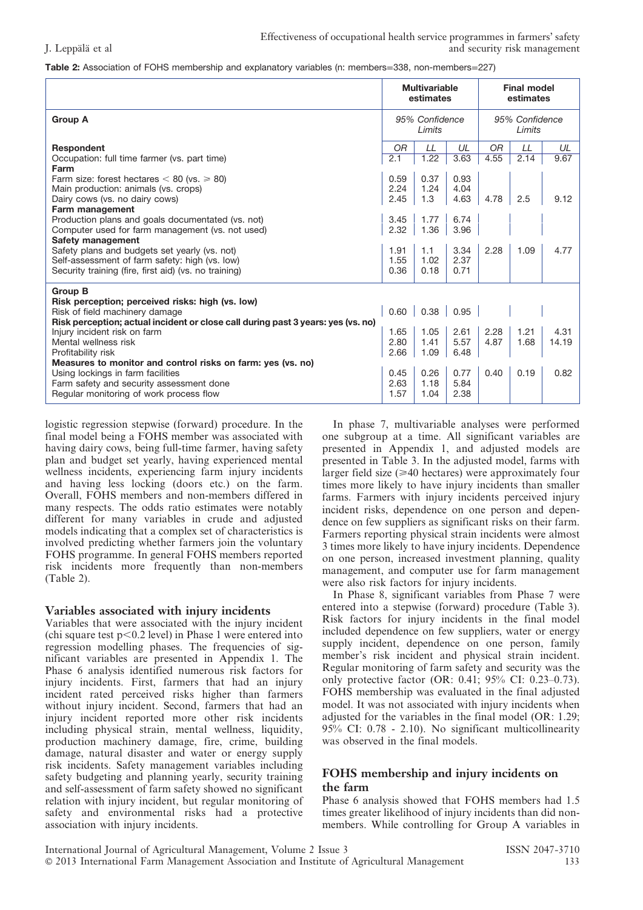**Table 2:** Association of FOHS membership and explanatory variables (n: members=338, non-members=227)

| | Multivariable estimates | | | Final model estimates | | |
|---|---|---|---|---|---|---|
| **Group A** | *95% Confidence Limits* | | | *95% Confidence Limits* | | |
| **Respondent** | *OR* | *LL* | *UL* | *OR* | *LL* | *UL* |
| Occupation: full time farmer (vs. part time) | 2.1 | 1.22 | 3.63 | 4.55 | 2.14 | 9.67 |
| **Farm** | | | | | | |
| Farm size: forest hectares < 80 (vs. ⩾ 80) | 0.59 | 0.37 | 0.93 | | | |
| Main production: animals (vs. crops) | 2.24 | 1.24 | 4.04 | | | |
| Dairy cows (vs. no dairy cows) | 2.45 | 1.3 | 4.63 | 4.78 | 2.5 | 9.12 |
| **Farm management** | | | | | | |
| Production plans and goals documented (vs. not) | 3.45 | 1.77 | 6.74 | | | |
| Computer used for farm management (vs. not used) | 2.32 | 1.36 | 3.96 | | | |
| **Safety management** | | | | | | |
| Safety plans and budgets set yearly (vs. not) | 1.91 | 1.1 | 3.34 | 2.28 | 1.09 | 4.77 |
| Self-assessment of farm safety: high (vs. low) | 1.55 | 1.02 | 2.37 | | | |
| Security training (fire, first aid) (vs. no training) | 0.36 | 0.18 | 0.71 | | | |
| **Group B** | | | | | | |
| **Risk perception; perceived risks: high (vs. low)** | | | | | | |
| Risk of field machinery damage | 0.60 | 0.38 | 0.95 | | | |
| **Risk perception; actual incident or close call during past 3 years: yes (vs. no)** | | | | | | |
| Injury incident risk on farm | 1.65 | 1.05 | 2.61 | 2.28 | 1.21 | 4.31 |
| Mental wellness risk | 2.80 | 1.41 | 5.57 | 4.87 | 1.68 | 14.19 |
| Profitability risk | 2.66 | 1.09 | 6.48 | | | |
| **Measures to monitor and control risks on farm: yes (vs. no)** | | | | | | |
| Using lockings in farm facilities | 0.45 | 0.26 | 0.77 | 0.40 | 0.19 | 0.82 |
| Farm safety and security assessment done | 2.63 | 1.18 | 5.84 | | | |
| Regular monitoring of work process flow | 1.57 | 1.04 | 2.38 | | | |

logistic regression stepwise (forward) procedure. In the final model being a FOHS member was associated with having dairy cows, being full-time farmer, having safety plan and budget set yearly, having experienced mental wellness incidents, experiencing farm injury incidents and having less locking (doors etc.) on the farm. Overall, FOHS members and non-members differed in many respects. The odds ratio estimates were notably different for many variables in crude and adjusted models indicating that a complex set of characteristics is involved predicting whether farmers join the voluntary FOHS programme. In general FOHS members reported risk incidents more frequently than non-members (Table 2).

## Variables associated with injury incidents

Variables that were associated with the injury incident (chi square test $p<0.2$ level) in Phase 1 were entered into regression modelling phases. The frequencies of significant variables are presented in Appendix 1. The Phase 6 analysis identified numerous risk factors for injury incidents. First, farmers that had an injury incident rated perceived risks higher than farmers without injury incident. Second, farmers that had an injury incident reported more other risk incidents including physical strain, mental wellness, liquidity, production machinery damage, fire, crime, building damage, natural disaster and water or energy supply risk incidents. Safety management variables including safety budgeting and planning yearly, security training and self-assessment of farm safety showed no significant relation with injury incident, but regular monitoring of safety and environmental risks had a protective association with injury incidents.

In phase 7, multivariable analyses were performed one subgroup at a time. All significant variables are presented in Appendix 1, and adjusted models are presented in Table 3. In the adjusted model, farms with larger field size (⩾40 hectares) were approximately four times more likely to have injury incidents than smaller farms. Farmers with injury incidents perceived injury incident risks, dependence on one person and dependence on few suppliers as significant risks on their farm. Farmers reporting physical strain incidents were almost 3 times more likely to have injury incidents. Dependence on one person, increased investment planning, quality management, and computer use for farm management were also risk factors for injury incidents.

In Phase 8, significant variables from Phase 7 were entered into a stepwise (forward) procedure (Table 3). Risk factors for injury incidents in the final model included dependence on few suppliers, water or energy supply incident, dependence on one person, family member's risk incident and physical strain incident. Regular monitoring of farm safety and security was the only protective factor (OR: 0.41; 95% CI: 0.23–0.73). FOHS membership was evaluated in the final adjusted model. It was not associated with injury incidents when adjusted for the variables in the final model (OR: 1.29; 95% CI: 0.78 - 2.10). No significant multicollinearity was observed in the final models.

## FOHS membership and injury incidents on the farm

Phase 6 analysis showed that FOHS members had 1.5 times greater likelihood of injury incidents than did non-members. While controlling for Group A variables in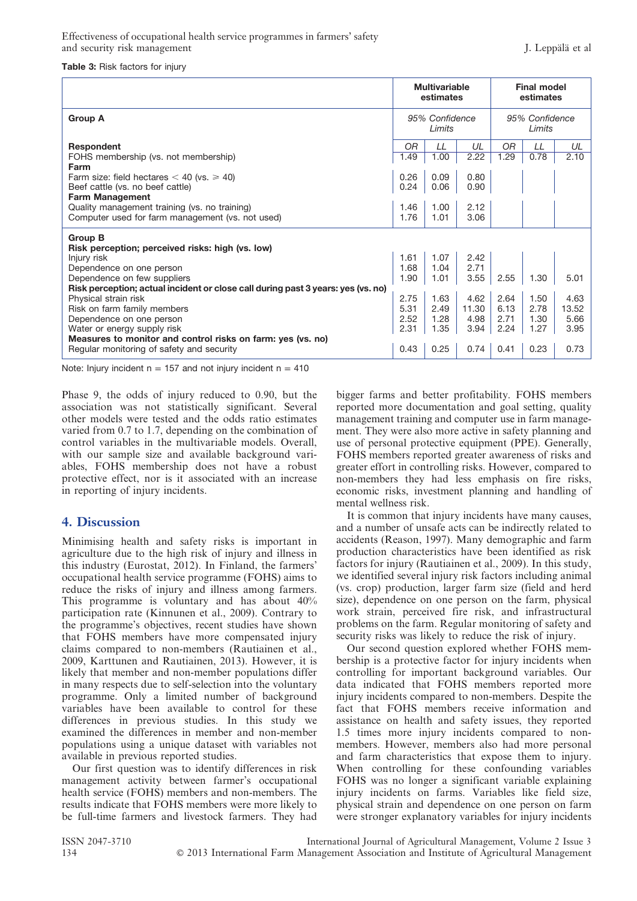**Table 3:** Risk factors for injury

| | Multivariable estimates | | | Final model estimates | | |
|---|---|---|---|---|---|---|
| **Group A** | 95% Confidence Limits | | | 95% Confidence Limits | | |
| **Respondent** | *OR* | *LL* | *UL* | *OR* | *LL* | *UL* |
| FOHS membership (vs. not membership) | 1.49 | 1.00 | 2.22 | 1.29 | 0.78 | 2.10 |
| **Farm** | | | | | | |
| Farm size: field hectares < 40 (vs. ⩾ 40) | 0.26 | 0.09 | 0.80 | | | |
| Beef cattle (vs. no beef cattle) | 0.24 | 0.06 | 0.90 | | | |
| **Farm Management** | | | | | | |
| Quality management training (vs. no training) | 1.46 | 1.00 | 2.12 | | | |
| Computer used for farm management (vs. not used) | 1.76 | 1.01 | 3.06 | | | |
| **Group B** | | | | | | |
| **Risk perception; perceived risks: high (vs. low)** | | | | | | |
| Injury risk | 1.61 | 1.07 | 2.42 | | | |
| Dependence on one person | 1.68 | 1.04 | 2.71 | | | |
| Dependence on few suppliers | 1.90 | 1.01 | 3.55 | 2.55 | 1.30 | 5.01 |
| **Risk perception; actual incident or close call during past 3 years: yes (vs. no)** | | | | | | |
| Physical strain risk | 2.75 | 1.63 | 4.62 | 2.64 | 1.50 | 4.63 |
| Risk on farm family members | 5.31 | 2.49 | 11.30 | 6.13 | 2.78 | 13.52 |
| Dependence on one person | 2.52 | 1.28 | 4.98 | 2.71 | 1.30 | 5.66 |
| Water or energy supply risk | 2.31 | 1.35 | 3.94 | 2.24 | 1.27 | 3.95 |
| **Measures to monitor and control risks on farm: yes (vs. no)** | | | | | | |
| Regular monitoring of safety and security | 0.43 | 0.25 | 0.74 | 0.41 | 0.23 | 0.73 |

Note: Injury incident n = 157 and not injury incident n = 410

Phase 9, the odds of injury reduced to 0.90, but the association was not statistically significant. Several other models were tested and the odds ratio estimates varied from 0.7 to 1.7, depending on the combination of control variables in the multivariable models. Overall, with our sample size and available background variables, FOHS membership does not have a robust protective effect, nor is it associated with an increase in reporting of injury incidents.

## 4. Discussion

Minimising health and safety risks is important in agriculture due to the high risk of injury and illness in this industry (Eurostat, 2012). In Finland, the farmers' occupational health service programme (FOHS) aims to reduce the risks of injury and illness among farmers. This programme is voluntary and has about 40% participation rate (Kinnunen et al., 2009). Contrary to the programme's objectives, recent studies have shown that FOHS members have more compensated injury claims compared to non-members (Rautiainen et al., 2009, Karttunen and Rautiainen, 2013). However, it is likely that member and non-member populations differ in many respects due to self-selection into the voluntary programme. Only a limited number of background variables have been available to control for these differences in previous studies. In this study we examined the differences in member and non-member populations using a unique dataset with variables not available in previous reported studies.

Our first question was to identify differences in risk management activity between farmer's occupational health service (FOHS) members and non-members. The results indicate that FOHS members were more likely to be full-time farmers and livestock farmers. They had bigger farms and better profitability. FOHS members reported more documentation and goal setting, quality management training and computer use in farm management. They were also more active in safety planning and use of personal protective equipment (PPE). Generally, FOHS members reported greater awareness of risks and greater effort in controlling risks. However, compared to non-members they had less emphasis on fire risks, economic risks, investment planning and handling of mental wellness risk.

It is common that injury incidents have many causes, and a number of unsafe acts can be indirectly related to accidents (Reason, 1997). Many demographic and farm production characteristics have been identified as risk factors for injury (Rautiainen et al., 2009). In this study, we identified several injury risk factors including animal (vs. crop) production, larger farm size (field and herd size), dependence on one person on the farm, physical work strain, perceived fire risk, and infrastructural problems on the farm. Regular monitoring of safety and security risks was likely to reduce the risk of injury.

Our second question explored whether FOHS membership is a protective factor for injury incidents when controlling for important background variables. Our data indicated that FOHS members reported more injury incidents compared to non-members. Despite the fact that FOHS members receive information and assistance on health and safety issues, they reported 1.5 times more injury incidents compared to non-members. However, members also had more personal and farm characteristics that expose them to injury. When controlling for these confounding variables FOHS was no longer a significant variable explaining injury incidents on farms. Variables like field size, physical strain and dependence on one person on farm were stronger explanatory variables for injury incidents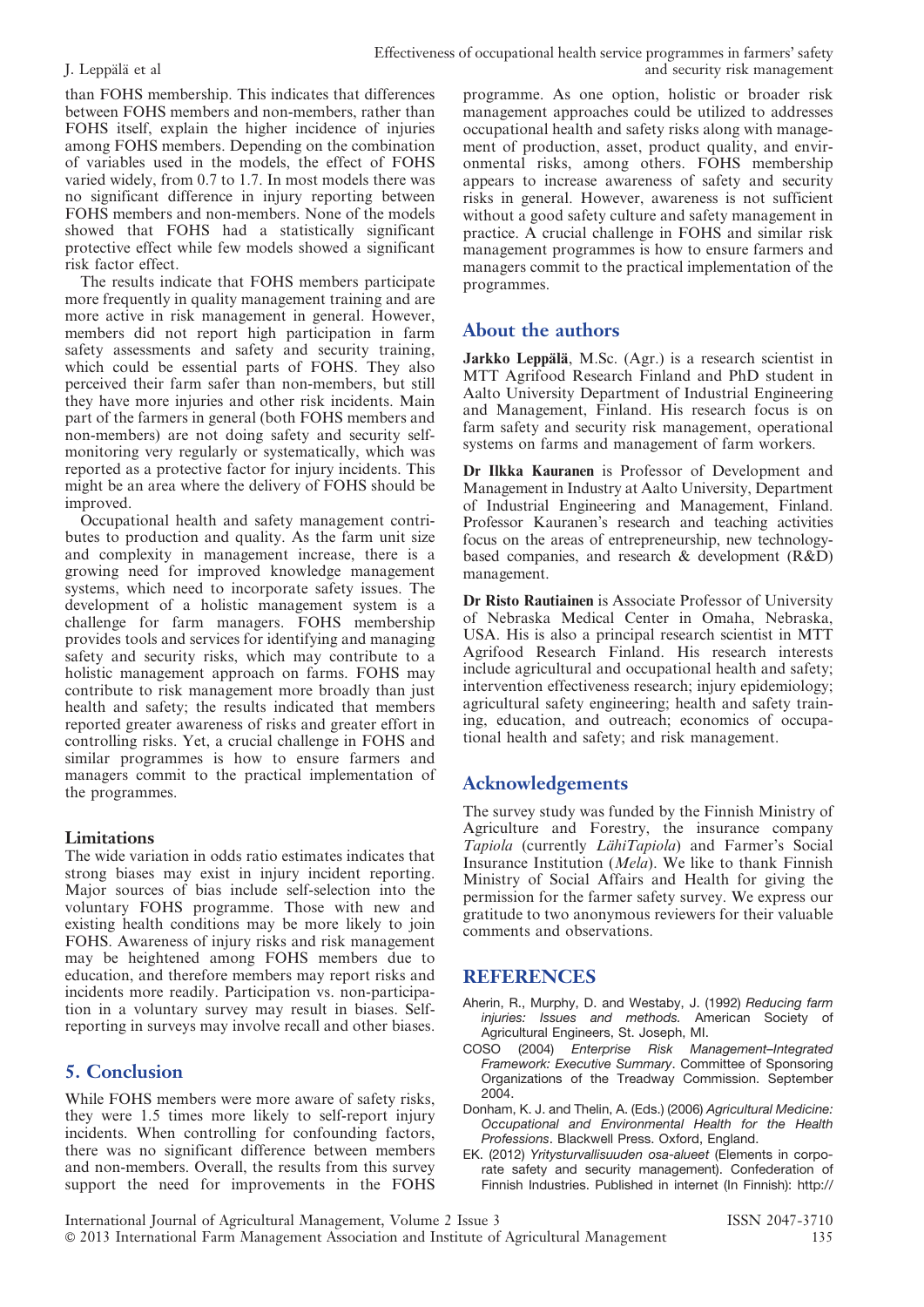than FOHS membership. This indicates that differences between FOHS members and non-members, rather than FOHS itself, explain the higher incidence of injuries among FOHS members. Depending on the combination of variables used in the models, the effect of FOHS varied widely, from 0.7 to 1.7. In most models there was no significant difference in injury reporting between FOHS members and non-members. None of the models showed that FOHS had a statistically significant protective effect while few models showed a significant risk factor effect.

The results indicate that FOHS members participate more frequently in quality management training and are more active in risk management in general. However, members did not report high participation in farm safety assessments and safety and security training, which could be essential parts of FOHS. They also perceived their farm safer than non-members, but still they have more injuries and other risk incidents. Main part of the farmers in general (both FOHS members and non-members) are not doing safety and security self-monitoring very regularly or systematically, which was reported as a protective factor for injury incidents. This might be an area where the delivery of FOHS should be improved.

Occupational health and safety management contributes to production and quality. As the farm unit size and complexity in management increase, there is a growing need for improved knowledge management systems, which need to incorporate safety issues. The development of a holistic management system is a challenge for farm managers. FOHS membership provides tools and services for identifying and managing safety and security risks, which may contribute to a holistic management approach on farms. FOHS may contribute to risk management more broadly than just health and safety; the results indicated that members reported greater awareness of risks and greater effort in controlling risks. Yet, a crucial challenge in FOHS and similar programmes is how to ensure farmers and managers commit to the practical implementation of the programmes.

### Limitations

The wide variation in odds ratio estimates indicates that strong biases may exist in injury incident reporting. Major sources of bias include self-selection into the voluntary FOHS programme. Those with new and existing health conditions may be more likely to join FOHS. Awareness of injury risks and risk management may be heightened among FOHS members due to education, and therefore members may report risks and incidents more readily. Participation vs. non-participation in a voluntary survey may result in biases. Self-reporting in surveys may involve recall and other biases.

## 5. Conclusion

While FOHS members were more aware of safety risks, they were 1.5 times more likely to self-report injury incidents. When controlling for confounding factors, there was no significant difference between members and non-members. Overall, the results from this survey support the need for improvements in the FOHS programme. As one option, holistic or broader risk management approaches could be utilized to addresses occupational health and safety risks along with management of production, asset, product quality, and environmental risks, among others. FOHS membership appears to increase awareness of safety and security risks in general. However, awareness is not sufficient without a good safety culture and safety management in practice. A crucial challenge in FOHS and similar risk management programmes is how to ensure farmers and managers commit to the practical implementation of the programmes.

## About the authors

**Jarkko Leppälä**, M.Sc. (Agr.) is a research scientist in MTT Agrifood Research Finland and PhD student in Aalto University Department of Industrial Engineering and Management, Finland. His research focus is on farm safety and security risk management, operational systems on farms and management of farm workers.

**Dr Ilkka Kauranen** is Professor of Development and Management in Industry at Aalto University, Department of Industrial Engineering and Management, Finland. Professor Kauranen's research and teaching activities focus on the areas of entrepreneurship, new technology-based companies, and research & development (R&D) management.

**Dr Risto Rautiainen** is Associate Professor of University of Nebraska Medical Center in Omaha, Nebraska, USA. His is also a principal research scientist in MTT Agrifood Research Finland. His research interests include agricultural and occupational health and safety; intervention effectiveness research; injury epidemiology; agricultural safety engineering; health and safety training, education, and outreach; economics of occupational health and safety; and risk management.

## Acknowledgements

The survey study was funded by the Finnish Ministry of Agriculture and Forestry, the insurance company *Tapiola* (currently *LähiTapiola*) and Farmer's Social Insurance Institution (*Mela*). We like to thank Finnish Ministry of Social Affairs and Health for giving the permission for the farmer safety survey. We express our gratitude to two anonymous reviewers for their valuable comments and observations.

## REFERENCES

Aherin, R., Murphy, D. and Westaby, J. (1992) *Reducing farm injuries: Issues and methods.* American Society of Agricultural Engineers, St. Joseph, MI.

COSO (2004) *Enterprise Risk Management–Integrated Framework: Executive Summary*. Committee of Sponsoring Organizations of the Treadway Commission. September 2004.

Donham, K. J. and Thelin, A. (Eds.) (2006) *Agricultural Medicine: Occupational and Environmental Health for the Health Professions*. Blackwell Press. Oxford, England.

EK. (2012) *Yritysturvallisuuden osa-alueet* (Elements in corporate safety and security management). Confederation of Finnish Industries. Published in internet (In Finnish): http://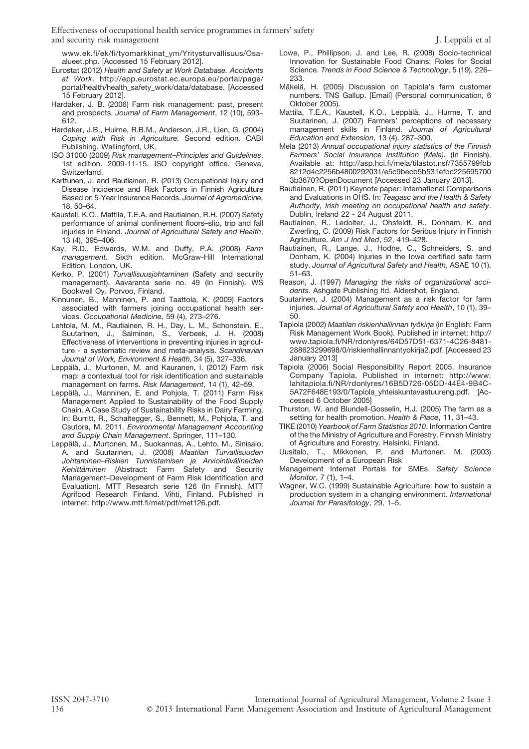www.ek.fi/ek/fi/tyomarkkinat_ym/Yritysturvallisuus/Osa-alueet.php. [Accessed 15 February 2012].

Eurostat (2012) *Health and Safety at Work Database. Accidents at Work*. http://epp.eurostat.ec.europa.eu/portal/page/portal/health/health_safety_work/data/database. [Accessed 15 February 2012].

Hardaker, J. B. (2006) Farm risk management: past, present and prospects. *Journal of Farm Management*, 12 (10), 593–612.

Hardaker, J.B., Huirne, R.B.M., Anderson, J.R., Lien, G. (2004) *Coping with Risk in Agriculture.* Second edition. CABI Publishing. Wallingford, UK.

ISO 31000 (2009) *Risk management–Principles and Guidelines*. 1st edition. 2009-11-15. ISO copyright office. Geneva, Switzerland.

Karttunen, J. and Rautiainen, R. (2013) Occupational Injury and Disease Incidence and Risk Factors in Finnish Agriculture Based on 5-Year Insurance Records. *Journal of Agromedicine,* 18, 50–64.

Kaustell, K.O., Mattila, T.E.A. and Rautiainen, R.H. (2007) Safety performance of animal confinement floors–slip, trip and fall injuries in Finland. *Journal of Agricultural Safety and Health*, 13 (4), 395–406.

Kay, R.D., Edwards, W.M. and Duffy, P.A. (2008) *Farm management.* Sixth edition. McGraw-Hill International Edition. London, UK.

Kerko, P. (2001) *Turvallisuusjohtaminen* (Safety and security management). Aavaranta serie no. 49 (In Finnish). WS Bookwell Oy. Porvoo, Finland.

Kinnunen, B., Manninen, P. and Taattola, K. (2009) Factors associated with farmers joining occupational health services. *Occupational Medicine*, 59 (4), 273–276.

Lehtola, M. M., Rautiainen, R. H., Day, L. M., Schonstein, E., Suutarinen, J., Salminen, S., Verbeek, J. H. (2008) Effectiveness of interventions in preventing injuries in agriculture - a systematic review and meta-analysis. *Scandinavian Journal of Work, Environment & Health*, 34 (5), 327–336.

Leppälä, J., Murtonen, M. and Kauranen, I. (2012) Farm risk map: a contextual tool for risk identification and sustainable management on farms. *Risk Management*, 14 (1), 42–59.

Leppälä, J., Manninen, E. and Pohjola, T. (2011) Farm Risk Management Applied to Sustainability of the Food Supply Chain. A Case Study of Sustainability Risks in Dairy Farming. In: Burritt, R., Schaltegger, S., Bennett, M., Pohjola, T. and Csutora, M. 2011. *Environmental Management Accounting and Supply Chain Management*. Springer, 111–130.

Leppälä, J., Murtonen, M., Suokannas, A., Lehto, M., Sinisalo, A. and Suutarinen, J. (2008) *Maatilan Turvallisuuden Johtaminen–Riskien Tunnistamisen ja Arviointivälineiden Kehittäminen* (Abstract: Farm Safety and Security Management–Development of Farm Risk Identification and Evaluation). MTT Research serie 126 (In Finnish). MTT Agrifood Research Finland. Vihti, Finland. Published in internet: http://www.mtt.fi/met/pdf/met126.pdf.

Lowe, P., Phillipson, J. and Lee, R. (2008) Socio-technical Innovation for Sustainable Food Chains: Roles for Social Science. *Trends in Food Science & Technology*, 5 (19), 226–233.

Mäkelä, H. (2005) Discussion on Tapiola's farm customer numbers. TNS Gallup. [Email] (Personal communication, 6 Oktober 2005).

Mattila, T.E.A., Kaustell, K.O., Leppälä, J., Hurme, T. and Suutarinen, J. (2007) Farmers' perceptions of necessary management skills in Finland. *Journal of Agricultural Education and Extension*, 13 (4), 287–300.

Mela (2013) *Annual occupational injury statistics of the Finnish Farmers' Social Insurance Institution (Mela).* (In Finnish). Available at: http://asp.hci.fi/mela/tilastot.nsf/7355799fbb8212d4c2256b4800292031/e5c9becb5b531efbc225695700 3b3670?OpenDocument [Accessed 23 January 2013].

Rautiainen, R. (2011) Keynote paper: International Comparisons and Evaluations in OHS. In: *Teagasc and the Health & Safety Authority, Irish meeting on occupational health and safety*. Dublin, Ireland 22 - 24 August 2011.

Rautiainen, R., Ledolter, J., Ohsfeldt, R., Donham, K. and Zwerling, C. (2009) Risk Factors for Serious Injury in Finnish Agriculture. *Am J Ind Med*, 52, 419–428.

Rautiainen, R., Lange, J., Hodne, C., Schneiders, S. and Donham, K. (2004) Injuries in the Iowa certified safe farm study. *Journal of Agricultural Safety and Health*, ASAE 10 (1), 51–63.

Reason, J. (1997) *Managing the risks of organizational accidents*. Ashgate Publishing ltd. Aldershot, England.

Suutarinen, J. (2004) Management as a risk factor for farm injuries. *Journal of Agricultural Safety and Health*, 10 (1), 39–50.

Tapiola (2002) *Maatilan riskienhallinnan työkirja* (in English: Farm Risk Management Work Book). Published in internet: http://www.tapiola.fi/NR/rdonlyres/64D57D51-6371-4C26-8481-288623299698/0/riskienhallinnantyokirja2.pdf. [Accessed 23 January 2013]

Tapiola (2006) Social Responsibility Report 2005. Insurance Company Tapiola. Published in internet: http://www.lahitapiola.fi/NR/rdonlyres/16B5D726-05DD-44E4-9B4C-5A72F648E193/0/Tapiola_yhteiskuntavastuureng.pdf. [Accessed 6 October 2005]

Thurston, W. and Blundell-Gosselin, H.J. (2005) The farm as a setting for health promotion. *Health & Place*, 11, 31–43.

TIKE (2010) *Yearbook of Farm Statistics 2010*. Information Centre of the the Ministry of Agriculture and Forestry. Finnish Ministry of Agriculture and Forestry. Helsinki, Finland.

Uusitalo, T., Mikkonen, P. and Murtonen, M. (2003) Development of a European Risk Management Internet Portals for SMEs. *Safety Science Monitor*, 7 (1), 1–4.

Wagner, W.C. (1999) Sustainable Agriculture: how to sustain a production system in a changing environment. *International Journal for Parasitology*, 29, 1–5.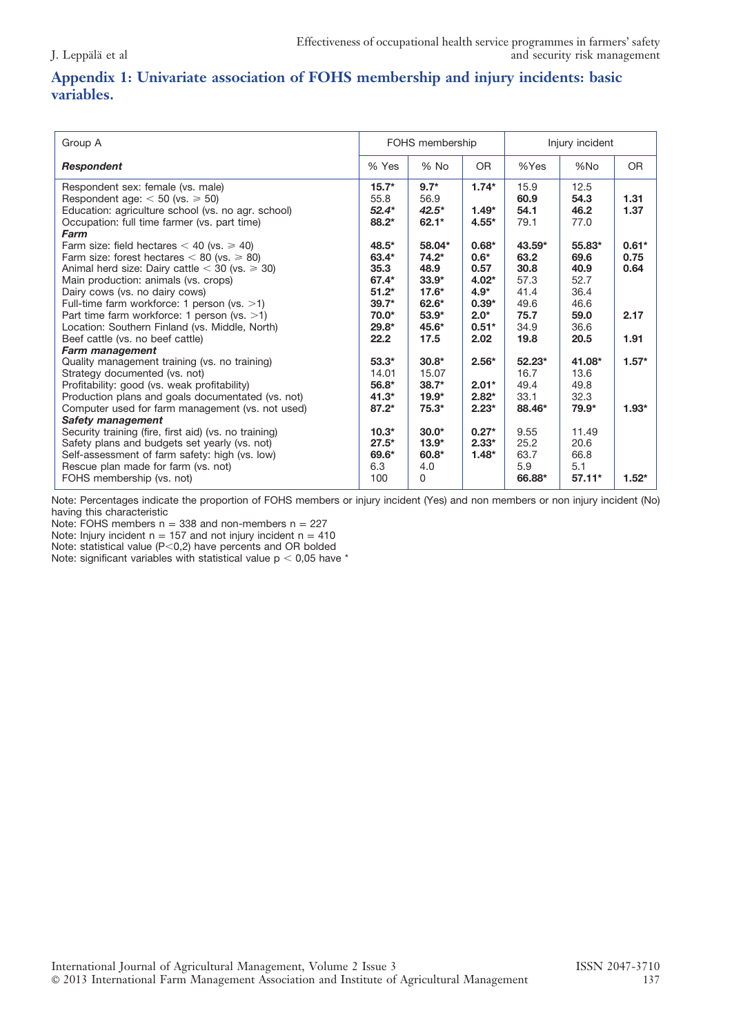## Appendix 1: Univariate association of FOHS membership and injury incidents: basic variables.

| Group A | FOHS membership | | | Injury incident | | |
|---|---|---|---|---|---|---|
| ***Respondent*** | % Yes | % No | OR | %Yes | %No | OR |
| Respondent sex: female (vs. male) | **15.7*** | **9.7*** | **1.74*** | 15.9 | 12.5 | |
| Respondent age: < 50 (vs. ⩾ 50) | 55.8 | 56.9 | | **60.9** | **54.3** | **1.31** |
| Education: agriculture school (vs. no agr. school) | ***52.4**** | ***42.5**** | **1.49*** | **54.1** | **46.2** | **1.37** |
| Occupation: full time farmer (vs. part time) | **88.2*** | **62.1*** | **4.55*** | 79.1 | 77.0 | |
| ***Farm*** | | | | | | |
| Farm size: field hectares < 40 (vs. ⩾ 40) | **48.5*** | **58.04*** | **0.68*** | **43.59*** | **55.83*** | **0.61*** |
| Farm size: forest hectares < 80 (vs. ⩾ 80) | **63.4*** | **74.2*** | **0.6*** | **63.2** | **69.6** | **0.75** |
| Animal herd size: Dairy cattle < 30 (vs. ⩾ 30) | **35.3** | **48.9** | **0.57** | **30.8** | **40.9** | **0.64** |
| Main production: animals (vs. crops) | **67.4*** | **33.9*** | **4.02*** | 57.3 | 52.7 | |
| Dairy cows (vs. no dairy cows) | **51.2*** | **17.6*** | **4.9*** | 41.4 | 36.4 | |
| Full-time farm workforce: 1 person (vs. >1) | **39.7*** | **62.6*** | **0.39*** | 49.6 | 46.6 | |
| Part time farm workforce: 1 person (vs. >1) | **70.0*** | **53.9*** | **2.0*** | **75.7** | **59.0** | **2.17** |
| Location: Southern Finland (vs. Middle, North) | **29.8*** | **45.6*** | **0.51*** | 34.9 | 36.6 | |
| Beef cattle (vs. no beef cattle) | **22.2** | **17.5** | **2.02** | **19.8** | **20.5** | **1.91** |
| ***Farm management*** | | | | | | |
| Quality management training (vs. no training) | **53.3*** | **30.8*** | **2.56*** | **52.23*** | **41.08*** | **1.57*** |
| Strategy documented (vs. not) | 14.01 | 15.07 | | 16.7 | 13.6 | |
| Profitability: good (vs. weak profitability) | **56.8*** | **38.7*** | **2.01*** | 49.4 | 49.8 | |
| Production plans and goals documented (vs. not) | **41.3*** | **19.9*** | **2.82*** | 33.1 | 32.3 | |
| Computer used for farm management (vs. not used) | **87.2*** | **75.3*** | **2.23*** | **88.46*** | **79.9*** | **1.93*** |
| ***Safety management*** | | | | | | |
| Security training (fire, first aid) (vs. no training) | **10.3*** | **30.0*** | **0.27*** | 9.55 | 11.49 | |
| Safety plans and budgets set yearly (vs. not) | **27.5*** | **13.9*** | **2.33*** | 25.2 | 20.6 | |
| Self-assessment of farm safety: high (vs. low) | **69.6*** | **60.8*** | **1.48*** | 63.7 | 66.8 | |
| Rescue plan made for farm (vs. not) | 6.3 | 4.0 | | 5.9 | 5.1 | |
| FOHS membership (vs. not) | 100 | 0 | | **66.88*** | **57.11*** | **1.52*** |

Note: Percentages indicate the proportion of FOHS members or injury incident (Yes) and non members or non injury incident (No) having this characteristic

Note: FOHS members n = 338 and non-members n = 227

Note: Injury incident n = 157 and not injury incident n = 410

Note: statistical value (P<0,2) have percents and OR bolded

Note: significant variables with statistical value p < 0,05 have *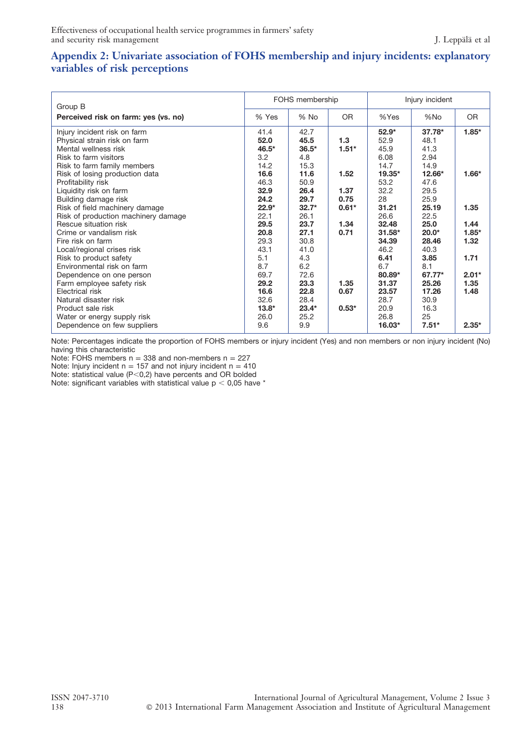## Appendix 2: Univariate association of FOHS membership and injury incidents: explanatory variables of risk perceptions

| Group B | FOHS membership | | | Injury incident | | |
|---|---|---|---|---|---|---|
| **Perceived risk on farm: yes (vs. no)** | % Yes | % No | OR | %Yes | %No | OR |
| Injury incident risk on farm | 41.4 | 42.7 | | **52.9*** | **37.78*** | **1.85*** |
| Physical strain risk on farm | **52.0** | **45.5** | **1.3** | 52.9 | 48.1 | |
| Mental wellness risk | **46.5*** | **36.5*** | **1.51*** | 45.9 | 41.3 | |
| Risk to farm visitors | 3.2 | 4.8 | | 6.08 | 2.94 | |
| Risk to farm family members | 14.2 | 15.3 | | 14.7 | 14.9 | |
| Risk of losing production data | **16.6** | **11.6** | **1.52** | **19.35*** | **12.66*** | **1.66*** |
| Profitability risk | 46.3 | 50.9 | | 53.2 | 47.6 | |
| Liquidity risk on farm | **32.9** | **26.4** | **1.37** | 32.2 | 29.5 | |
| Building damage risk | **24.2** | **29.7** | **0.75** | 28 | 25.9 | |
| Risk of field machinery damage | **22.9*** | **32.7*** | **0.61*** | **31.21** | **25.19** | **1.35** |
| Risk of production machinery damage | 22.1 | 26.1 | | 26.6 | 22.5 | |
| Rescue situation risk | **29.5** | **23.7** | **1.34** | **32.48** | **25.0** | **1.44** |
| Crime or vandalism risk | **20.8** | **27.1** | **0.71** | **31.58*** | **20.0*** | **1.85*** |
| Fire risk on farm | 29.3 | 30.8 | | **34.39** | **28.46** | **1.32** |
| Local/regional crises risk | 43.1 | 41.0 | | 46.2 | 40.3 | |
| Risk to product safety | 5.1 | 4.3 | | **6.41** | **3.85** | **1.71** |
| Environmental risk on farm | 8.7 | 6.2 | | 6.7 | 8.1 | |
| Dependence on one person | 69.7 | 72.6 | | **80.89*** | **67.77*** | **2.01*** |
| Farm employee safety risk | **29.2** | **23.3** | **1.35** | **31.37** | **25.26** | **1.35** |
| Electrical risk | **16.6** | **22.8** | **0.67** | **23.57** | **17.26** | **1.48** |
| Natural disaster risk | 32.6 | 28.4 | | 28.7 | 30.9 | |
| Product sale risk | **13.8*** | **23.4*** | **0.53*** | 20.9 | 16.3 | |
| Water or energy supply risk | 26.0 | 25.2 | | 26.8 | 25 | |
| Dependence on few suppliers | 9.6 | 9.9 | | **16.03*** | **7.51*** | **2.35*** |

Note: Percentages indicate the proportion of FOHS members or injury incident (Yes) and non members or non injury incident (No) having this characteristic

Note: FOHS members n = 338 and non-members n = 227

Note: Injury incident n = 157 and not injury incident n = 410

Note: statistical value (P<0,2) have percents and OR bolded

Note: significant variables with statistical value p < 0,05 have *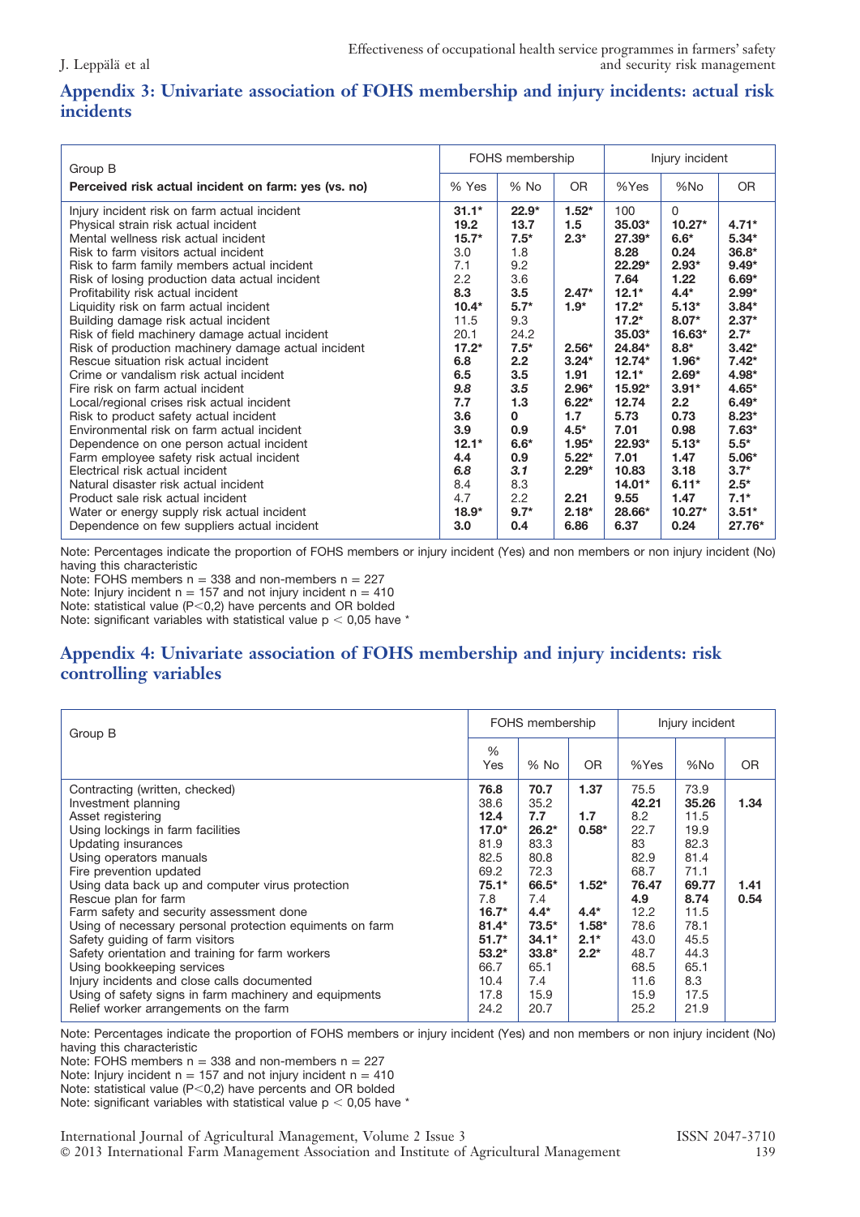## Appendix 3: Univariate association of FOHS membership and injury incidents: actual risk incidents

| Group B | FOHS membership | | | Injury incident | | |
|---|---|---|---|---|---|---|
| **Perceived risk actual incident on farm: yes (vs. no)** | % Yes | % No | OR | %Yes | %No | OR |
| Injury incident risk on farm actual incident | **31.1*** | **22.9*** | **1.52*** | 100 | 0 | |
| Physical strain risk actual incident | **19.2** | **13.7** | **1.5** | **35.03*** | **10.27*** | **4.71*** |
| Mental wellness risk actual incident | **15.7*** | **7.5*** | **2.3*** | **27.39*** | **6.6*** | **5.34*** |
| Risk to farm visitors actual incident | 3.0 | 1.8 | | **8.28** | **0.24** | **36.8*** |
| Risk to farm family members actual incident | 7.1 | 9.2 | | **22.29*** | **2.93*** | **9.49*** |
| Risk of losing production data actual incident | 2.2 | 3.6 | | **7.64** | **1.22** | **6.69*** |
| Profitability risk actual incident | **8.3** | **3.5** | **2.47*** | **12.1*** | **4.4*** | **2.99*** |
| Liquidity risk on farm actual incident | **10.4*** | **5.7*** | **1.9*** | **17.2*** | **5.13*** | **3.84*** |
| Building damage risk actual incident | 11.5 | 9.3 | | **17.2*** | **8.07*** | **2.37*** |
| Risk of field machinery damage actual incident | 20.1 | 24.2 | | **35.03*** | **16.63*** | **2.7*** |
| Risk of production machinery damage actual incident | **17.2*** | **7.5*** | **2.56*** | **24.84*** | **8.8*** | **3.42*** |
| Rescue situation risk actual incident | **6.8** | **2.2** | **3.24*** | **12.74*** | **1.96*** | **7.42*** |
| Crime or vandalism risk actual incident | **6.5** | **3.5** | **1.91** | **12.1*** | **2.69*** | **4.98*** |
| Fire risk on farm actual incident | ***9.8*** | ***3.5*** | **2.96*** | **15.92*** | **3.91*** | **4.65*** |
| Local/regional crises risk actual incident | **7.7** | **1.3** | **6.22*** | **12.74** | **2.2** | **6.49*** |
| Risk to product safety actual incident | **3.6** | **0** | **1.7** | **5.73** | **0.73** | **8.23*** |
| Environmental risk on farm actual incident | **3.9** | **0.9** | **4.5*** | **7.01** | **0.98** | **7.63*** |
| Dependence on one person actual incident | **12.1*** | **6.6*** | **1.95*** | **22.93*** | **5.13*** | **5.5*** |
| Farm employee safety risk actual incident | **4.4** | **0.9** | **5.22*** | **7.01** | **1.47** | **5.06*** |
| Electrical risk actual incident | ***6.8*** | ***3.1*** | **2.29*** | **10.83** | **3.18** | **3.7*** |
| Natural disaster risk actual incident | 8.4 | 8.3 | | **14.01*** | **6.11*** | **2.5*** |
| Product sale risk actual incident | 4.7 | 2.2 | **2.21** | **9.55** | **1.47** | **7.1*** |
| Water or energy supply risk actual incident | **18.9*** | **9.7*** | **2.18*** | **28.66*** | **10.27*** | **3.51*** |
| Dependence on few suppliers actual incident | **3.0** | **0.4** | **6.86** | **6.37** | **0.24** | **27.76*** |

Note: Percentages indicate the proportion of FOHS members or injury incident (Yes) and non members or non injury incident (No) having this characteristic
Note: FOHS members n = 338 and non-members n = 227
Note: Injury incident n = 157 and not injury incident n = 410
Note: statistical value (P<0,2) have percents and OR bolded
Note: significant variables with statistical value p < 0,05 have *

## Appendix 4: Univariate association of FOHS membership and injury incidents: risk controlling variables

| Group B | FOHS membership | | | Injury incident | | |
|---|---|---|---|---|---|---|
| | % Yes | % No | OR | %Yes | %No | OR |
| Contracting (written, checked) | **76.8** | **70.7** | **1.37** | 75.5 | 73.9 | |
| Investment planning | 38.6 | 35.2 | | **42.21** | **35.26** | **1.34** |
| Asset registering | **12.4** | **7.7** | **1.7** | 8.2 | 11.5 | |
| Using lockings in farm facilities | **17.0*** | **26.2*** | **0.58*** | 22.7 | 19.9 | |
| Updating insurances | 81.9 | 83.3 | | 83 | 82.3 | |
| Using operators manuals | 82.5 | 80.8 | | 82.9 | 81.4 | |
| Fire prevention updated | 69.2 | 72.3 | | 68.7 | 71.1 | |
| Using data back up and computer virus protection | **75.1*** | **66.5*** | **1.52*** | **76.47** | **69.77** | **1.41** |
| Rescue plan for farm | 7.8 | 7.4 | | **4.9** | **8.74** | **0.54** |
| Farm safety and security assessment done | **16.7*** | **4.4*** | **4.4*** | 12.2 | 11.5 | |
| Using of necessary personal protection equiments on farm | **81.4*** | **73.5*** | **1.58*** | 78.6 | 78.1 | |
| Safety guiding of farm visitors | **51.7*** | **34.1*** | **2.1*** | 43.0 | 45.5 | |
| Safety orientation and training for farm workers | **53.2*** | **33.8*** | **2.2*** | 48.7 | 44.3 | |
| Using bookkeeping services | 66.7 | 65.1 | | 68.5 | 65.1 | |
| Injury incidents and close calls documented | 10.4 | 7.4 | | 11.6 | 8.3 | |
| Using of safety signs in farm machinery and equipments | 17.8 | 15.9 | | 15.9 | 17.5 | |
| Relief worker arrangements on the farm | 24.2 | 20.7 | | 25.2 | 21.9 | |

Note: Percentages indicate the proportion of FOHS members or injury incident (Yes) and non members or non injury incident (No) having this characteristic
Note: FOHS members n = 338 and non-members n = 227
Note: Injury incident n = 157 and not injury incident n = 410
Note: statistical value (P<0,2) have percents and OR bolded
Note: significant variables with statistical value p < 0,05 have *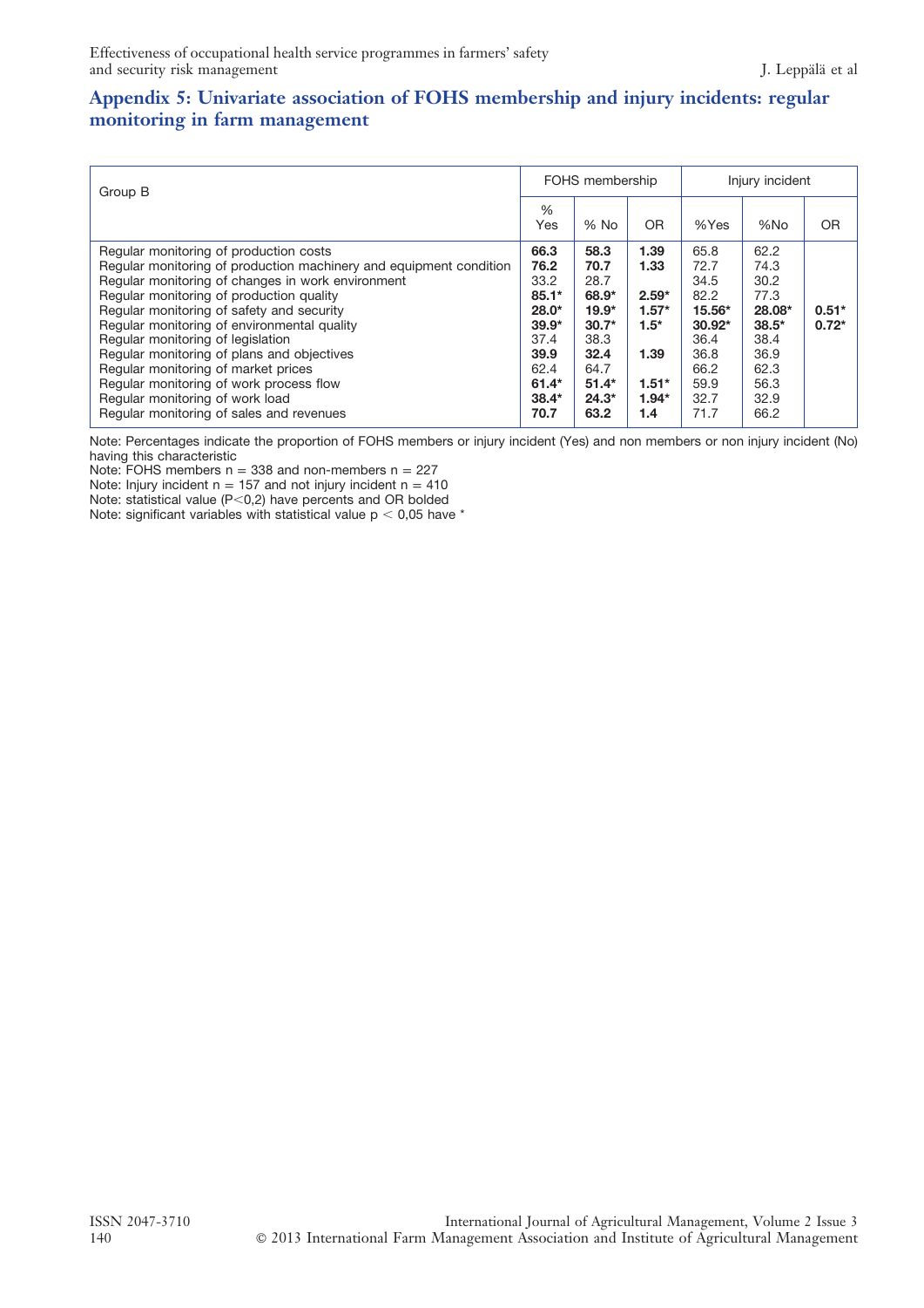## Appendix 5: Univariate association of FOHS membership and injury incidents: regular monitoring in farm management

| Group B | FOHS membership | | | Injury incident | | |
|---|---|---|---|---|---|---|
| | % Yes | % No | OR | %Yes | %No | OR |
| Regular monitoring of production costs | **66.3** | **58.3** | **1.39** | 65.8 | 62.2 | |
| Regular monitoring of production machinery and equipment condition | **76.2** | **70.7** | **1.33** | 72.7 | 74.3 | |
| Regular monitoring of changes in work environment | 33.2 | 28.7 | | 34.5 | 30.2 | |
| Regular monitoring of production quality | **85.1*** | **68.9*** | **2.59*** | 82.2 | 77.3 | |
| Regular monitoring of safety and security | **28.0*** | **19.9*** | **1.57*** | **15.56*** | **28.08*** | **0.51*** |
| Regular monitoring of environmental quality | **39.9*** | **30.7*** | **1.5*** | **30.92*** | **38.5*** | **0.72*** |
| Regular monitoring of legislation | 37.4 | 38.3 | | 36.4 | 38.4 | |
| Regular monitoring of plans and objectives | **39.9** | **32.4** | **1.39** | 36.8 | 36.9 | |
| Regular monitoring of market prices | 62.4 | 64.7 | | 66.2 | 62.3 | |
| Regular monitoring of work process flow | **61.4*** | **51.4*** | **1.51*** | 59.9 | 56.3 | |
| Regular monitoring of work load | **38.4*** | **24.3*** | **1.94*** | 32.7 | 32.9 | |
| Regular monitoring of sales and revenues | **70.7** | **63.2** | **1.4** | 71.7 | 66.2 | |

Note: Percentages indicate the proportion of FOHS members or injury incident (Yes) and non members or non injury incident (No) having this characteristic

Note: FOHS members n = 338 and non-members n = 227

Note: Injury incident n = 157 and not injury incident n = 410

Note: statistical value (P<0,2) have percents and OR bolded

Note: significant variables with statistical value p < 0,05 have *